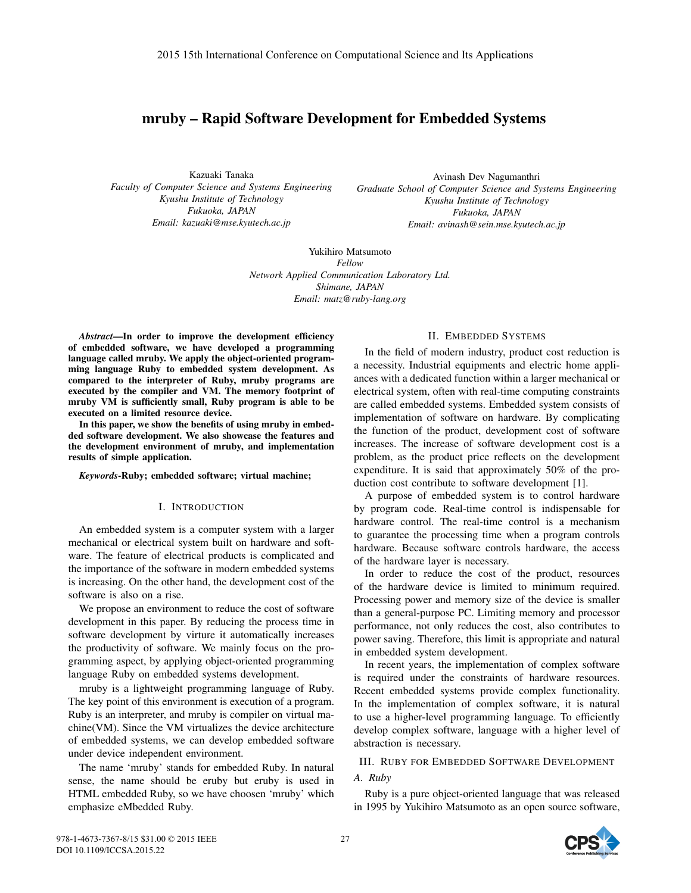# mruby – Rapid Software Development for Embedded Systems

Kazuaki Tanaka
*Faculty of Computer Science and Systems Engineering*
*Kyushu Institute of Technology*
*Fukuoka, JAPAN*
*Email: kazuaki@mse.kyutech.ac.jp*

Avinash Dev Nagumanthri
*Graduate School of Computer Science and Systems Engineering*
*Kyushu Institute of Technology*
*Fukuoka, JAPAN*
*Email: avinash@sein.mse.kyutech.ac.jp*

Yukihiro Matsumoto
*Fellow*
*Network Applied Communication Laboratory Ltd.*
*Shimane, JAPAN*
*Email: matz@ruby-lang.org*

***Abstract*—In order to improve the development efficiency of embedded software, we have developed a programming language called mruby. We apply the object-oriented programming language Ruby to embedded system development. As compared to the interpreter of Ruby, mruby programs are executed by the compiler and VM. The memory footprint of mruby VM is sufficiently small, Ruby program is able to be executed on a limited resource device.**

**In this paper, we show the benefits of using mruby in embedded software development. We also showcase the features and the development environment of mruby, and implementation results of simple application.**

***Keywords*-Ruby; embedded software; virtual machine;**

## I. Introduction

An embedded system is a computer system with a larger mechanical or electrical system built on hardware and software. The feature of electrical products is complicated and the importance of the software in modern embedded systems is increasing. On the other hand, the development cost of the software is also on a rise.

We propose an environment to reduce the cost of software development in this paper. By reducing the process time in software development by virture it automatically increases the productivity of software. We mainly focus on the programming aspect, by applying object-oriented programming language Ruby on embedded systems development.

mruby is a lightweight programming language of Ruby. The key point of this environment is execution of a program. Ruby is an interpreter, and mruby is compiler on virtual machine(VM). Since the VM virtualizes the device architecture of embedded systems, we can develop embedded software under device independent environment.

The name 'mruby' stands for embedded Ruby. In natural sense, the name should be eruby but eruby is used in HTML embedded Ruby, so we have choosen 'mruby' which emphasize eMbedded Ruby.

## II. Embedded Systems

In the field of modern industry, product cost reduction is a necessity. Industrial equipments and electric home appliances with a dedicated function within a larger mechanical or electrical system, often with real-time computing constraints are called embedded systems. Embedded system consists of implementation of software on hardware. By complicating the function of the product, development cost of software increases. The increase of software development cost is a problem, as the product price reflects on the development expenditure. It is said that approximately 50% of the production cost contribute to software development [1].

A purpose of embedded system is to control hardware by program code. Real-time control is indispensable for hardware control. The real-time control is a mechanism to guarantee the processing time when a program controls hardware. Because software controls hardware, the access of the hardware layer is necessary.

In order to reduce the cost of the product, resources of the hardware device is limited to minimum required. Processing power and memory size of the device is smaller than a general-purpose PC. Limiting memory and processor performance, not only reduces the cost, also contributes to power saving. Therefore, this limit is appropriate and natural in embedded system development.

In recent years, the implementation of complex software is required under the constraints of hardware resources. Recent embedded systems provide complex functionality. In the implementation of complex software, it is natural to use a higher-level programming language. To efficiently develop complex software, language with a higher level of abstraction is necessary.

## III. Ruby for Embedded Software Development

### *A. Ruby*

Ruby is a pure object-oriented language that was released in 1995 by Yukihiro Matsumoto as an open source software,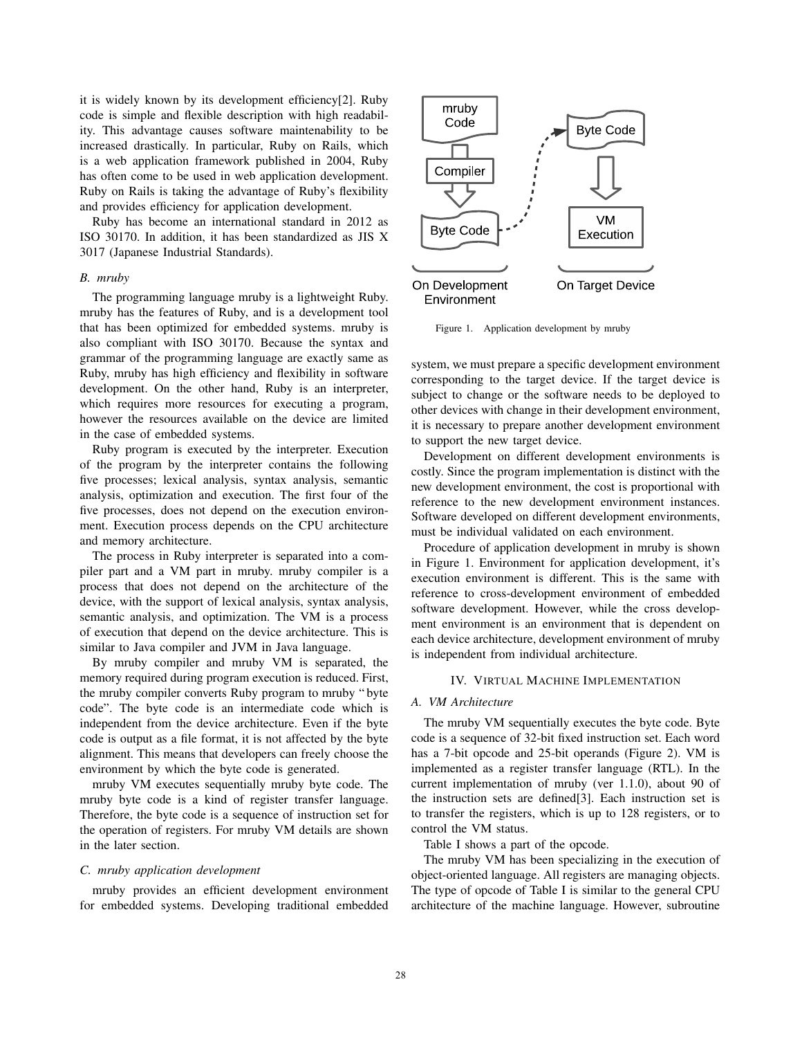it is widely known by its development efficiency[2]. Ruby code is simple and flexible description with high readability. This advantage causes software maintenability to be increased drastically. In particular, Ruby on Rails, which is a web application framework published in 2004, Ruby has often come to be used in web application development. Ruby on Rails is taking the advantage of Ruby's flexibility and provides efficiency for application development.

Ruby has become an international standard in 2012 as ISO 30170. In addition, it has been standardized as JIS X 3017 (Japanese Industrial Standards).

### *B. mruby*

The programming language mruby is a lightweight Ruby. mruby has the features of Ruby, and is a development tool that has been optimized for embedded systems. mruby is also compliant with ISO 30170. Because the syntax and grammar of the programming language are exactly same as Ruby, mruby has high efficiency and flexibility in software development. On the other hand, Ruby is an interpreter, which requires more resources for executing a program, however the resources available on the device are limited in the case of embedded systems.

Ruby program is executed by the interpreter. Execution of the program by the interpreter contains the following five processes; lexical analysis, syntax analysis, semantic analysis, optimization and execution. The first four of the five processes, does not depend on the execution environment. Execution process depends on the CPU architecture and memory architecture.

The process in Ruby interpreter is separated into a compiler part and a VM part in mruby. mruby compiler is a process that does not depend on the architecture of the device, with the support of lexical analysis, syntax analysis, semantic analysis, and optimization. The VM is a process of execution that depend on the device architecture. This is similar to Java compiler and JVM in Java language.

By mruby compiler and mruby VM is separated, the memory required during program execution is reduced. First, the mruby compiler converts Ruby program to mruby " byte code". The byte code is an intermediate code which is independent from the device architecture. Even if the byte code is output as a file format, it is not affected by the byte alignment. This means that developers can freely choose the environment by which the byte code is generated.

mruby VM executes sequentially mruby byte code. The mruby byte code is a kind of register transfer language. Therefore, the byte code is a sequence of instruction set for the operation of registers. For mruby VM details are shown in the later section.

### *C. mruby application development*

mruby provides an efficient development environment for embedded systems. Developing traditional embedded system, we must prepare a specific development environment corresponding to the target device. If the target device is subject to change or the software needs to be deployed to other devices with change in their development environment, it is necessary to prepare another development environment to support the new target device.

Development on different development environments is costly. Since the program implementation is distinct with the new development environment, the cost is proportional with reference to the new development environment instances. Software developed on different development environments, must be individual validated on each environment.

Procedure of application development in mruby is shown in Figure 1. Environment for application development, it's execution environment is different. This is the same with reference to cross-development environment of embedded software development. However, while the cross development environment is an environment that is dependent on each device architecture, development environment of mruby is independent from individual architecture.

mruby Code

Compiler

Byte Code

Byte Code

VM Execution

On Development Environment

On Target Device

Figure 1. Application development by mruby

## IV. Virtual Machine Implementation

### *A. VM Architecture*

The mruby VM sequentially executes the byte code. Byte code is a sequence of 32-bit fixed instruction set. Each word has a 7-bit opcode and 25-bit operands (Figure 2). VM is implemented as a register transfer language (RTL). In the current implementation of mruby (ver 1.1.0), about 90 of the instruction sets are defined[3]. Each instruction set is to transfer the registers, which is up to 128 registers, or to control the VM status.

Table I shows a part of the opcode.

The mruby VM has been specializing in the execution of object-oriented language. All registers are managing objects. The type of opcode of Table I is similar to the general CPU architecture of the machine language. However, subroutine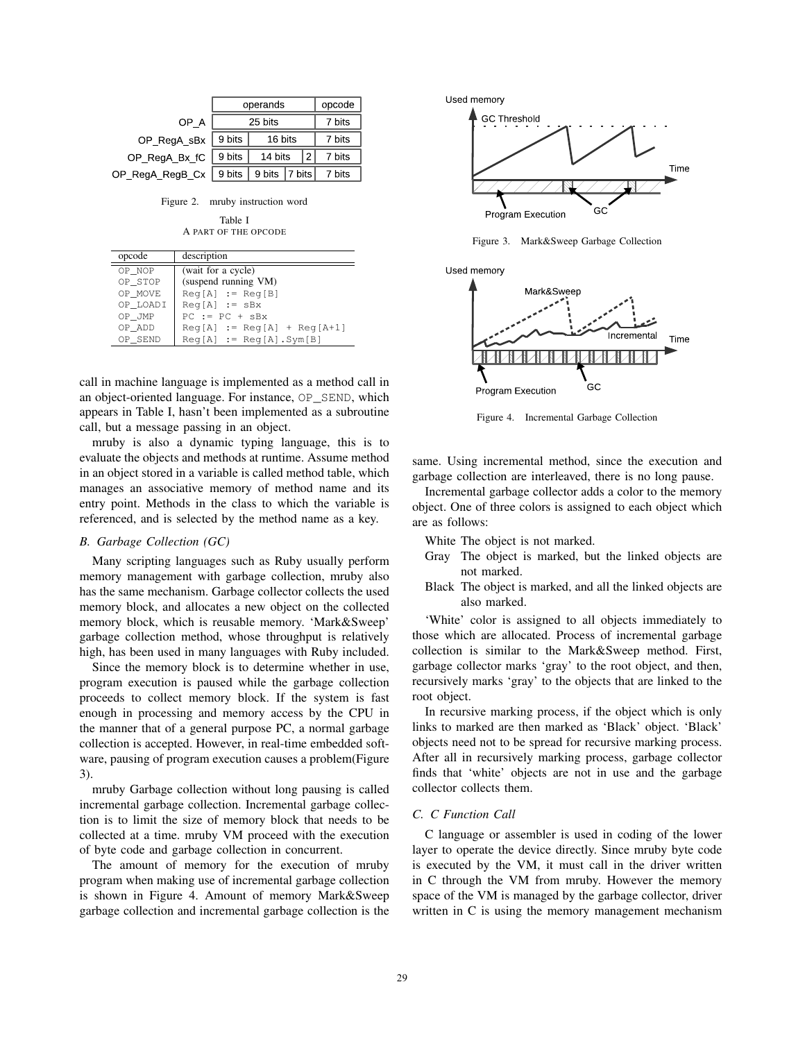|  | operands | | | opcode |
|---|---|---|---|---|
| OP_A | 25 bits | | | 7 bits |
| OP_RegA_sBx | 9 bits | 16 bits | | 7 bits |
| OP_RegA_Bx_fC | 9 bits | 14 bits | 2 | 7 bits |
| OP_RegA_RegB_Cx | 9 bits | 9 bits | 7 bits | 7 bits |

Figure 2. mruby instruction word

Table I
A PART OF THE OPCODE

| opcode | description |
|---|---|
| OP_NOP | (wait for a cycle) |
| OP_STOP | (suspend running VM) |
| OP_MOVE | Reg[A] := Reg[B] |
| OP_LOADI | Reg[A] := sBx |
| OP_JMP | PC := PC + sBx |
| OP_ADD | Reg[A] := Reg[A] + Reg[A+1] |
| OP_SEND | Reg[A] := Reg[A].Sym[B] |

call in machine language is implemented as a method call in an object-oriented language. For instance, OP_SEND, which appears in Table I, hasn't been implemented as a subroutine call, but a message passing in an object.

mruby is also a dynamic typing language, this is to evaluate the objects and methods at runtime. Assume method in an object stored in a variable is called method table, which manages an associative memory of method name and its entry point. Methods in the class to which the variable is referenced, and is selected by the method name as a key.

### B. Garbage Collection (GC)

Many scripting languages such as Ruby usually perform memory management with garbage collection, mruby also has the same mechanism. Garbage collector collects the used memory block, and allocates a new object on the collected memory block, which is reusable memory. 'Mark&Sweep' garbage collection method, whose throughput is relatively high, has been used in many languages with Ruby included.

Since the memory block is to determine whether in use, program execution is paused while the garbage collection proceeds to collect memory block. If the system is fast enough in processing and memory access by the CPU in the manner that of a general purpose PC, a normal garbage collection is accepted. However, in real-time embedded software, pausing of program execution causes a problem(Figure 3).

mruby Garbage collection without long pausing is called incremental garbage collection. Incremental garbage collection is to limit the size of memory block that needs to be collected at a time. mruby VM proceed with the execution of byte code and garbage collection in concurrent.

The amount of memory for the execution of mruby program when making use of incremental garbage collection is shown in Figure 4. Amount of memory Mark&Sweep garbage collection and incremental garbage collection is the same. Using incremental method, since the execution and garbage collection are interleaved, there is no long pause.

Figure 3. Mark&Sweep Garbage Collection

Figure 4. Incremental Garbage Collection

Incremental garbage collector adds a color to the memory object. One of three colors is assigned to each object which are as follows:

- White The object is not marked.
- Gray The object is marked, but the linked objects are not marked.
- Black The object is marked, and all the linked objects are also marked.

'White' color is assigned to all objects immediately to those which are allocated. Process of incremental garbage collection is similar to the Mark&Sweep method. First, garbage collector marks 'gray' to the root object, and then, recursively marks 'gray' to the objects that are linked to the root object.

In recursive marking process, if the object which is only links to marked are then marked as 'Black' object. 'Black' objects need not to be spread for recursive marking process. After all in recursively marking process, garbage collector finds that 'white' objects are not in use and the garbage collector collects them.

### C. C Function Call

C language or assembler is used in coding of the lower layer to operate the device directly. Since mruby byte code is executed by the VM, it must call in the driver written in C through the VM from mruby. However the memory space of the VM is managed by the garbage collector, driver written in C is using the memory management mechanism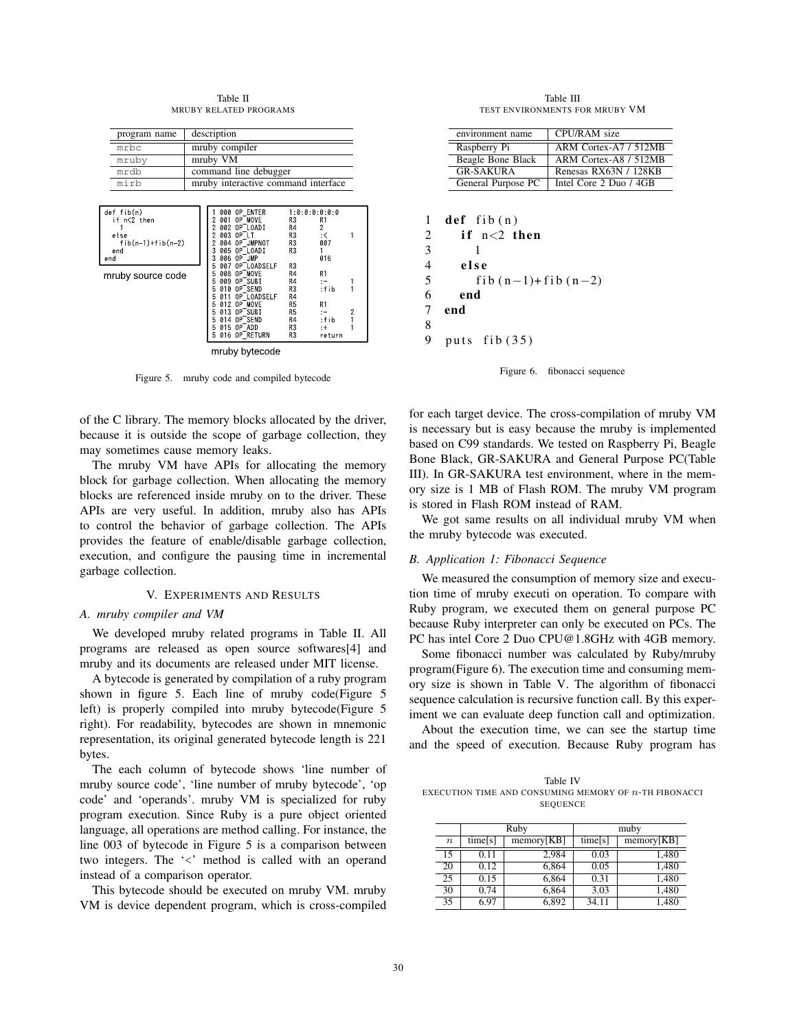Table II
MRUBY RELATED PROGRAMS

| program name | description |
|---|---|
| mrbc | mruby compiler |
| mruby | mruby VM |
| mrdb | command line debugger |
| mirb | mruby interactive command interface |

```
def fib(n)
  if n<2 then
    1
  else
    fib(n-1)+fib(n-2)
  end
end
```

mruby source code

```
1 000 OP_ENTER     1:0:0:0:0:0:0
2 001 OP_MOVE      R3    R1
2 002 OP_LOADI     R4    2
2 003 OP_LT        R3    :<      1
2 004 OP_JMPNOT    R3    007
3 005 OP_LOADI     R3    1
3 006 OP_JMP             016
5 007 OP_LOADSELF  R3
5 008 OP_MOVE      R4    R1
5 009 OP_SUBI      R4    :-      1
5 010 OP_SEND      R3    :fib    1
5 011 OP_LOADSELF  R4
5 012 OP_MOVE      R5    R1
5 013 OP_SUBI      R5    :-      2
5 014 OP_SEND      R4    :fib    1
5 015 OP_ADD       R3    :+      1
5 016 OP_RETURN    R3    return
```

mruby bytecode

Figure 5. mruby code and compiled bytecode

Table III
TEST ENVIRONMENTS FOR MRUBY VM

| environment name | CPU/RAM size |
|---|---|
| Raspberry Pi | ARM Cortex-A7 / 512MB |
| Beagle Bone Black | ARM Cortex-A8 / 512MB |
| GR-SAKURA | Renesas RX63N / 128KB |
| General Purpose PC | Intel Core 2 Duo / 4GB |

```
1  def fib(n)
2    if n<2 then
3      1
4    else
5      fib(n-1)+fib(n-2)
6    end
7  end
8
9  puts fib(35)
```

Figure 6. fibonacci sequence

of the C library. The memory blocks allocated by the driver, because it is outside the scope of garbage collection, they may sometimes cause memory leaks.

The mruby VM have APIs for allocating the memory block for garbage collection. When allocating the memory blocks are referenced inside mruby on to the driver. These APIs are very useful. In addition, mruby also has APIs to control the behavior of garbage collection. The APIs provides the feature of enable/disable garbage collection, execution, and configure the pausing time in incremental garbage collection.

## V. Experiments and Results

### A. mruby compiler and VM

We developed mruby related programs in Table II. All programs are released as open source softwares[4] and mruby and its documents are released under MIT license.

A bytecode is generated by compilation of a ruby program shown in figure 5. Each line of mruby code(Figure 5 left) is properly compiled into mruby bytecode(Figure 5 right). For readability, bytecodes are shown in mnemonic representation, its original generated bytecode length is 221 bytes.

The each column of bytecode shows 'line number of mruby source code', 'line number of mruby bytecode', 'op code' and 'operands'. mruby VM is specialized for ruby program execution. Since Ruby is a pure object oriented language, all operations are method calling. For instance, the line 003 of bytecode in Figure 5 is a comparison between two integers. The '<' method is called with an operand instead of a comparison operator.

This bytecode should be executed on mruby VM. mruby VM is device dependent program, which is cross-compiled for each target device. The cross-compilation of mruby VM is necessary but is easy because the mruby is implemented based on C99 standards. We tested on Raspberry Pi, Beagle Bone Black, GR-SAKURA and General Purpose PC(Table III). In GR-SAKURA test environment, where in the memory size is 1 MB of Flash ROM. The mruby VM program is stored in Flash ROM instead of RAM.

We got same results on all individual mruby VM when the mruby bytecode was executed.

### B. Application 1: Fibonacci Sequence

We measured the consumption of memory size and execution time of mruby executi on operation. To compare with Ruby program, we executed them on general purpose PC because Ruby interpreter can only be executed on PCs. The PC has intel Core 2 Duo CPU@1.8GHz with 4GB memory.

Some fibonacci number was calculated by Ruby/mruby program(Figure 6). The execution time and consuming memory size is shown in Table V. The algorithm of fibonacci sequence calculation is recursive function call. By this experiment we can evaluate deep function call and optimization.

About the execution time, we can see the startup time and the speed of execution. Because Ruby program has

Table IV
EXECUTION TIME AND CONSUMING MEMORY OF $n$-TH FIBONACCI SEQUENCE

| | Ruby | | muby | |
|---|---|---|---|---|
| $n$ | time[s] | memory[KB] | time[s] | memory[KB] |
| 15 | 0.11 | 2,984 | 0.03 | 1,480 |
| 20 | 0.12 | 6,864 | 0.05 | 1,480 |
| 25 | 0.15 | 6,864 | 0.31 | 1,480 |
| 30 | 0.74 | 6,864 | 3.03 | 1,480 |
| 35 | 6.97 | 6,892 | 34.11 | 1,480 |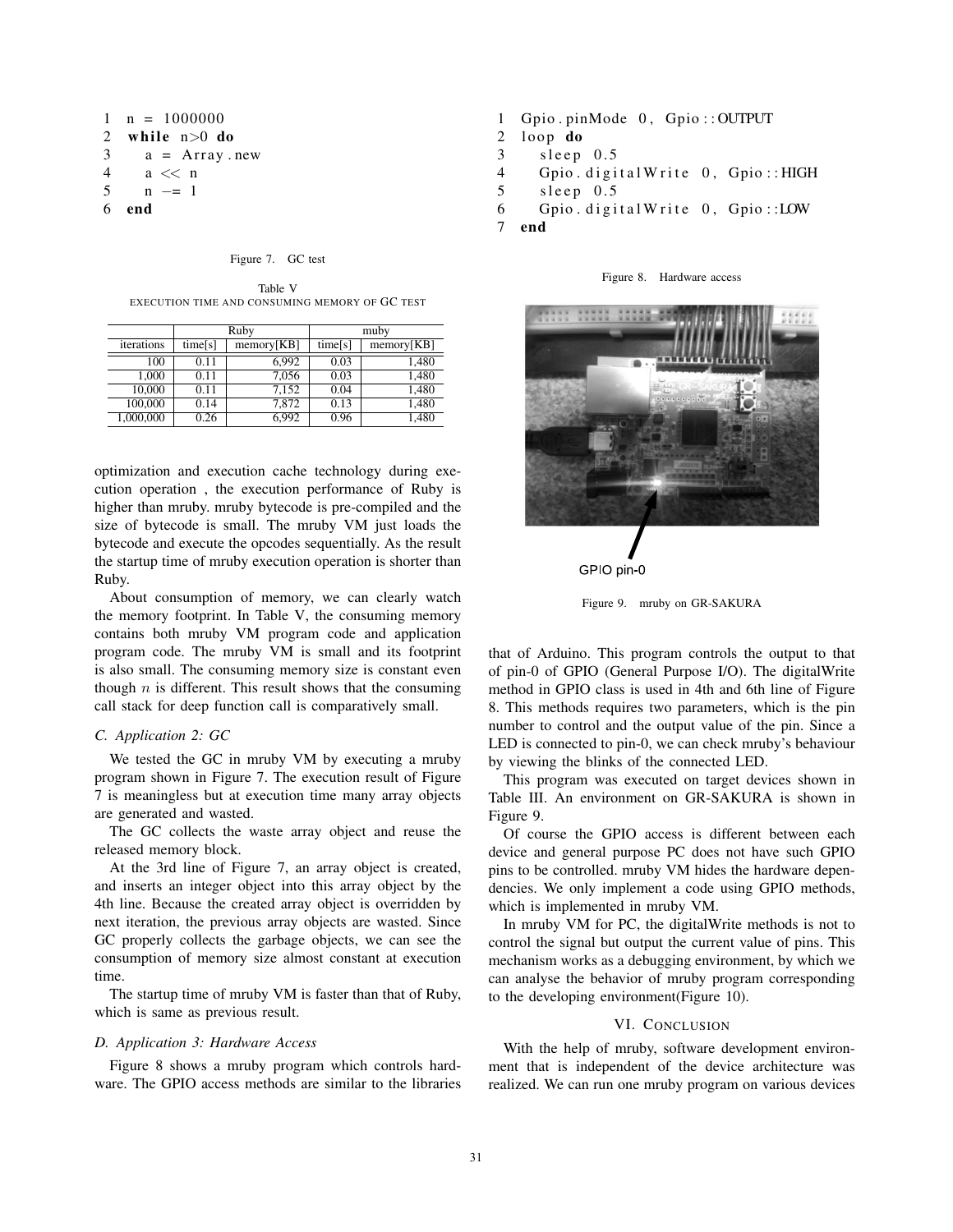```
1  n = 1000000
2  while n>0 do
3    a = Array.new
4    a << n
5    n -= 1
6  end
```

Figure 7. GC test

Table V
EXECUTION TIME AND CONSUMING MEMORY OF GC TEST

| | Ruby | | mruby | |
|---|---|---|---|---|
| iterations | time[s] | memory[KB] | time[s] | memory[KB] |
| 100 | 0.11 | 6,992 | 0.03 | 1,480 |
| 1,000 | 0.11 | 7,056 | 0.03 | 1,480 |
| 10,000 | 0.11 | 7,152 | 0.04 | 1,480 |
| 100,000 | 0.14 | 7,872 | 0.13 | 1,480 |
| 1,000,000 | 0.26 | 6,992 | 0.96 | 1,480 |

optimization and execution cache technology during execution operation , the execution performance of Ruby is higher than mruby. mruby bytecode is pre-compiled and the size of bytecode is small. The mruby VM just loads the bytecode and execute the opcodes sequentially. As the result the startup time of mruby execution operation is shorter than Ruby.

About consumption of memory, we can clearly watch the memory footprint. In Table V, the consuming memory contains both mruby VM program code and application program code. The mruby VM is small and its footprint is also small. The consuming memory size is constant even though $n$ is different. This result shows that the consuming call stack for deep function call is comparatively small.

### C. Application 2: GC

We tested the GC in mruby VM by executing a mruby program shown in Figure 7. The execution result of Figure 7 is meaningless but at execution time many array objects are generated and wasted.

The GC collects the waste array object and reuse the released memory block.

At the 3rd line of Figure 7, an array object is created, and inserts an integer object into this array object by the 4th line. Because the created array object is overridden by next iteration, the previous array objects are wasted. Since GC properly collects the garbage objects, we can see the consumption of memory size almost constant at execution time.

The startup time of mruby VM is faster than that of Ruby, which is same as previous result.

### D. Application 3: Hardware Access

Figure 8 shows a mruby program which controls hardware. The GPIO access methods are similar to the libraries that of Arduino. This program controls the output to that of pin-0 of GPIO (General Purpose I/O). The digitalWrite method in GPIO class is used in 4th and 6th line of Figure 8. This methods requires two parameters, which is the pin number to control and the output value of the pin. Since a LED is connected to pin-0, we can check mruby's behaviour by viewing the blinks of the connected LED.

```
1  Gpio.pinMode 0, Gpio::OUTPUT
2  loop do
3    sleep 0.5
4    Gpio.digitalWrite 0, Gpio::HIGH
5    sleep 0.5
6    Gpio.digitalWrite 0, Gpio::LOW
7  end
```

Figure 8. Hardware access

GPIO pin-0

Figure 9. mruby on GR-SAKURA

This program was executed on target devices shown in Table III. An environment on GR-SAKURA is shown in Figure 9.

Of course the GPIO access is different between each device and general purpose PC does not have such GPIO pins to be controlled. mruby VM hides the hardware dependencies. We only implement a code using GPIO methods, which is implemented in mruby VM.

In mruby VM for PC, the digitalWrite methods is not to control the signal but output the current value of pins. This mechanism works as a debugging environment, by which we can analyse the behavior of mruby program corresponding to the developing environment(Figure 10).

## VI. Conclusion

With the help of mruby, software development environment that is independent of the device architecture was realized. We can run one mruby program on various devices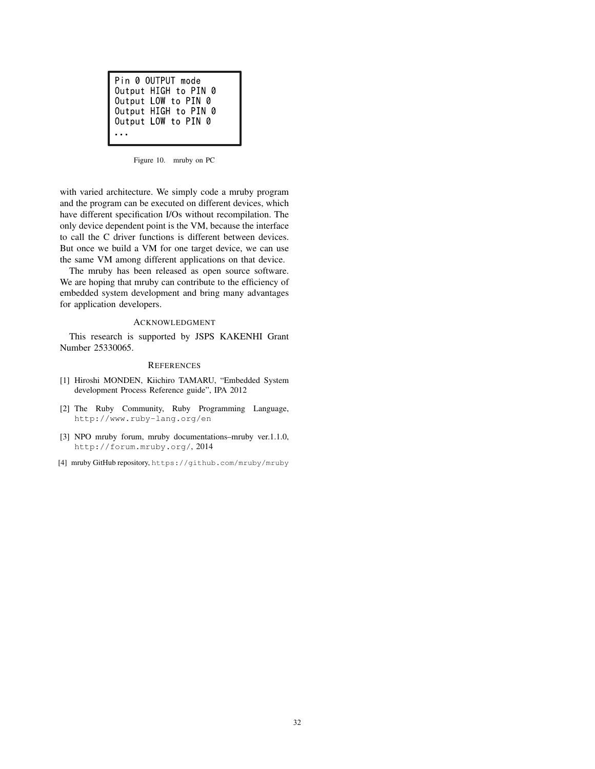```
Pin 0 OUTPUT mode
Output HIGH to PIN 0
Output LOW to PIN 0
Output HIGH to PIN 0
Output LOW to PIN 0
...
```

Figure 10. mruby on PC

with varied architecture. We simply code a mruby program and the program can be executed on different devices, which have different specification I/Os without recompilation. The only device dependent point is the VM, because the interface to call the C driver functions is different between devices. But once we build a VM for one target device, we can use the same VM among different applications on that device.

The mruby has been released as open source software. We are hoping that mruby can contribute to the efficiency of embedded system development and bring many advantages for application developers.

## ACKNOWLEDGMENT

This research is supported by JSPS KAKENHI Grant Number 25330065.

## REFERENCES

[1] Hiroshi MONDEN, Kiichiro TAMARU, "Embedded System development Process Reference guide", IPA 2012

[2] The Ruby Community, Ruby Programming Language, http://www.ruby-lang.org/en

[3] NPO mruby forum, mruby documentations–mruby ver.1.1.0, http://forum.mruby.org/, 2014

[4] mruby GitHub repository, https://github.com/mruby/mruby